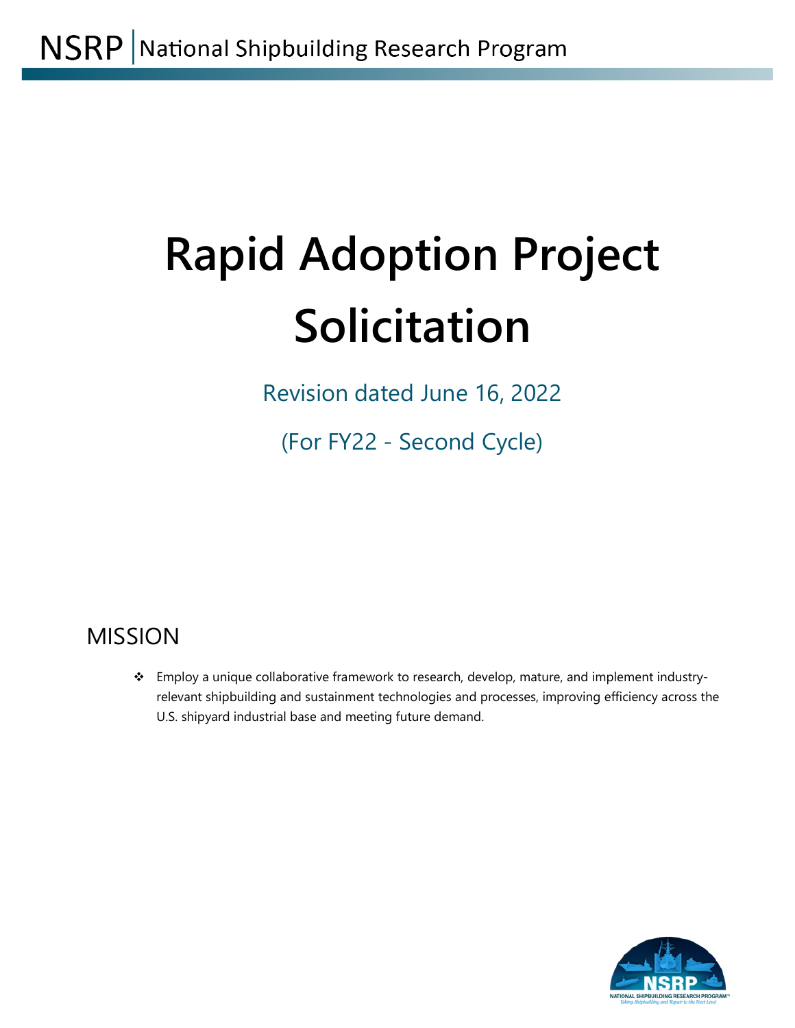NSRP | National Shipbuilding Research Program

# Rapid Adoption Project Solicitation

Revision dated June 16, 2022

(For FY22 - Second Cycle)

## MISSION

- Employ a unique collaborative framework to research, develop, mature, and implement industry-relevant shipbuilding and sustainment technologies and processes, improving efficiency across the U.S. shipyard industrial base and meeting future demand.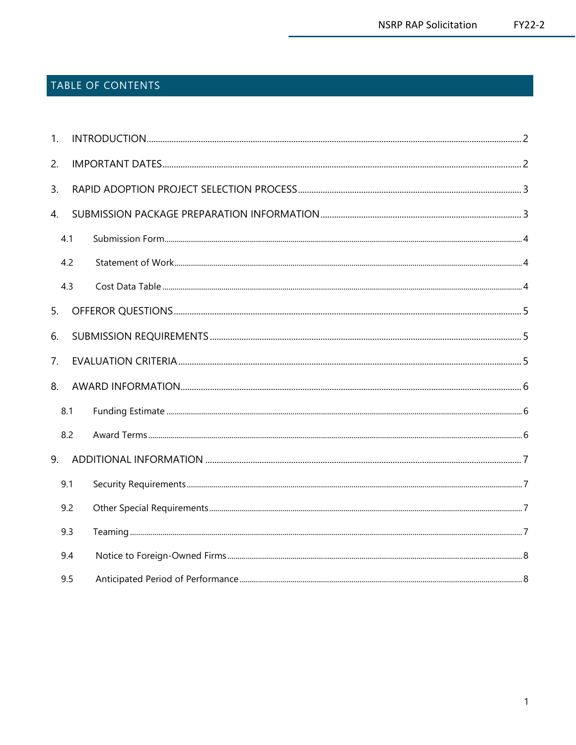# TABLE OF CONTENTS

1. INTRODUCTION ..... 2
2. IMPORTANT DATES ..... 2
3. RAPID ADOPTION PROJECT SELECTION PROCESS ..... 3
4. SUBMISSION PACKAGE PREPARATION INFORMATION ..... 3
   - 4.1 Submission Form ..... 4
   - 4.2 Statement of Work ..... 4
   - 4.3 Cost Data Table ..... 4
5. OFFEROR QUESTIONS ..... 5
6. SUBMISSION REQUIREMENTS ..... 5
7. EVALUATION CRITERIA ..... 5
8. AWARD INFORMATION ..... 6
   - 8.1 Funding Estimate ..... 6
   - 8.2 Award Terms ..... 6
9. ADDITIONAL INFORMATION ..... 7
   - 9.1 Security Requirements ..... 7
   - 9.2 Other Special Requirements ..... 7
   - 9.3 Teaming ..... 7
   - 9.4 Notice to Foreign-Owned Firms ..... 8
   - 9.5 Anticipated Period of Performance ..... 8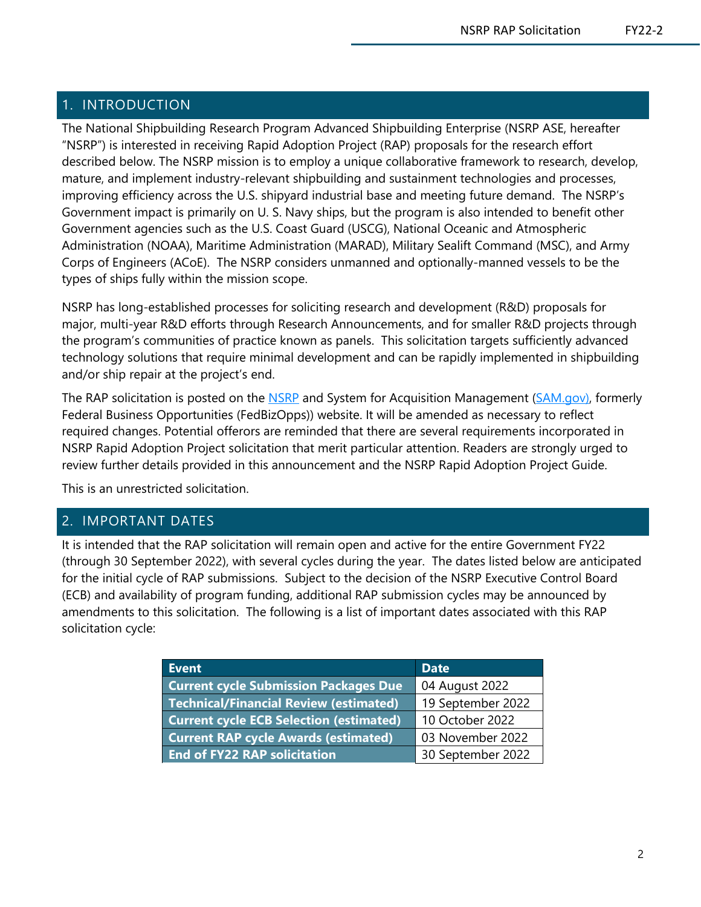## 1. INTRODUCTION

The National Shipbuilding Research Program Advanced Shipbuilding Enterprise (NSRP ASE, hereafter "NSRP") is interested in receiving Rapid Adoption Project (RAP) proposals for the research effort described below. The NSRP mission is to employ a unique collaborative framework to research, develop, mature, and implement industry-relevant shipbuilding and sustainment technologies and processes, improving efficiency across the U.S. shipyard industrial base and meeting future demand. The NSRP's Government impact is primarily on U. S. Navy ships, but the program is also intended to benefit other Government agencies such as the U.S. Coast Guard (USCG), National Oceanic and Atmospheric Administration (NOAA), Maritime Administration (MARAD), Military Sealift Command (MSC), and Army Corps of Engineers (ACoE). The NSRP considers unmanned and optionally-manned vessels to be the types of ships fully within the mission scope.

NSRP has long-established processes for soliciting research and development (R&D) proposals for major, multi-year R&D efforts through Research Announcements, and for smaller R&D projects through the program's communities of practice known as panels. This solicitation targets sufficiently advanced technology solutions that require minimal development and can be rapidly implemented in shipbuilding and/or ship repair at the project's end.

The RAP solicitation is posted on the NSRP and System for Acquisition Management (SAM.gov), formerly Federal Business Opportunities (FedBizOpps)) website. It will be amended as necessary to reflect required changes. Potential offerors are reminded that there are several requirements incorporated in NSRP Rapid Adoption Project solicitation that merit particular attention. Readers are strongly urged to review further details provided in this announcement and the NSRP Rapid Adoption Project Guide.

This is an unrestricted solicitation.

## 2. IMPORTANT DATES

It is intended that the RAP solicitation will remain open and active for the entire Government FY22 (through 30 September 2022), with several cycles during the year. The dates listed below are anticipated for the initial cycle of RAP submissions. Subject to the decision of the NSRP Executive Control Board (ECB) and availability of program funding, additional RAP submission cycles may be announced by amendments to this solicitation. The following is a list of important dates associated with this RAP solicitation cycle:

| Event | Date |
|---|---|
| **Current cycle Submission Packages Due** | 04 August 2022 |
| **Technical/Financial Review (estimated)** | 19 September 2022 |
| **Current cycle ECB Selection (estimated)** | 10 October 2022 |
| **Current RAP cycle Awards (estimated)** | 03 November 2022 |
| **End of FY22 RAP solicitation** | 30 September 2022 |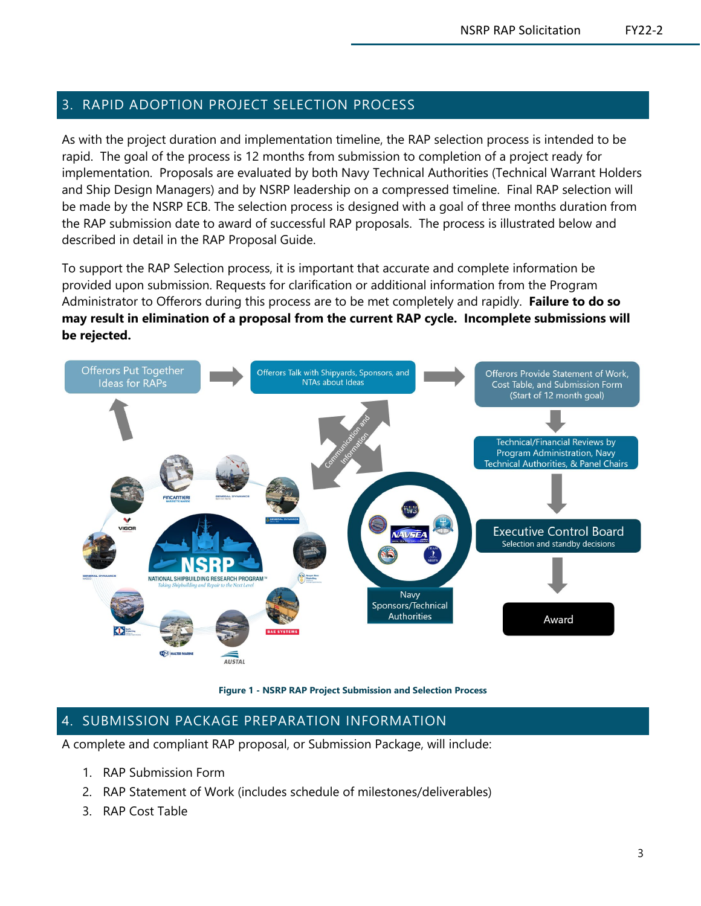## 3. RAPID ADOPTION PROJECT SELECTION PROCESS

As with the project duration and implementation timeline, the RAP selection process is intended to be rapid. The goal of the process is 12 months from submission to completion of a project ready for implementation. Proposals are evaluated by both Navy Technical Authorities (Technical Warrant Holders and Ship Design Managers) and by NSRP leadership on a compressed timeline. Final RAP selection will be made by the NSRP ECB. The selection process is designed with a goal of three months duration from the RAP submission date to award of successful RAP proposals. The process is illustrated below and described in detail in the RAP Proposal Guide.

To support the RAP Selection process, it is important that accurate and complete information be provided upon submission. Requests for clarification or additional information from the Program Administrator to Offerors during this process are to be met completely and rapidly. **Failure to do so may result in elimination of a proposal from the current RAP cycle. Incomplete submissions will be rejected.**

**Figure 1 - NSRP RAP Project Submission and Selection Process**

## 4. SUBMISSION PACKAGE PREPARATION INFORMATION

A complete and compliant RAP proposal, or Submission Package, will include:

1. RAP Submission Form
2. RAP Statement of Work (includes schedule of milestones/deliverables)
3. RAP Cost Table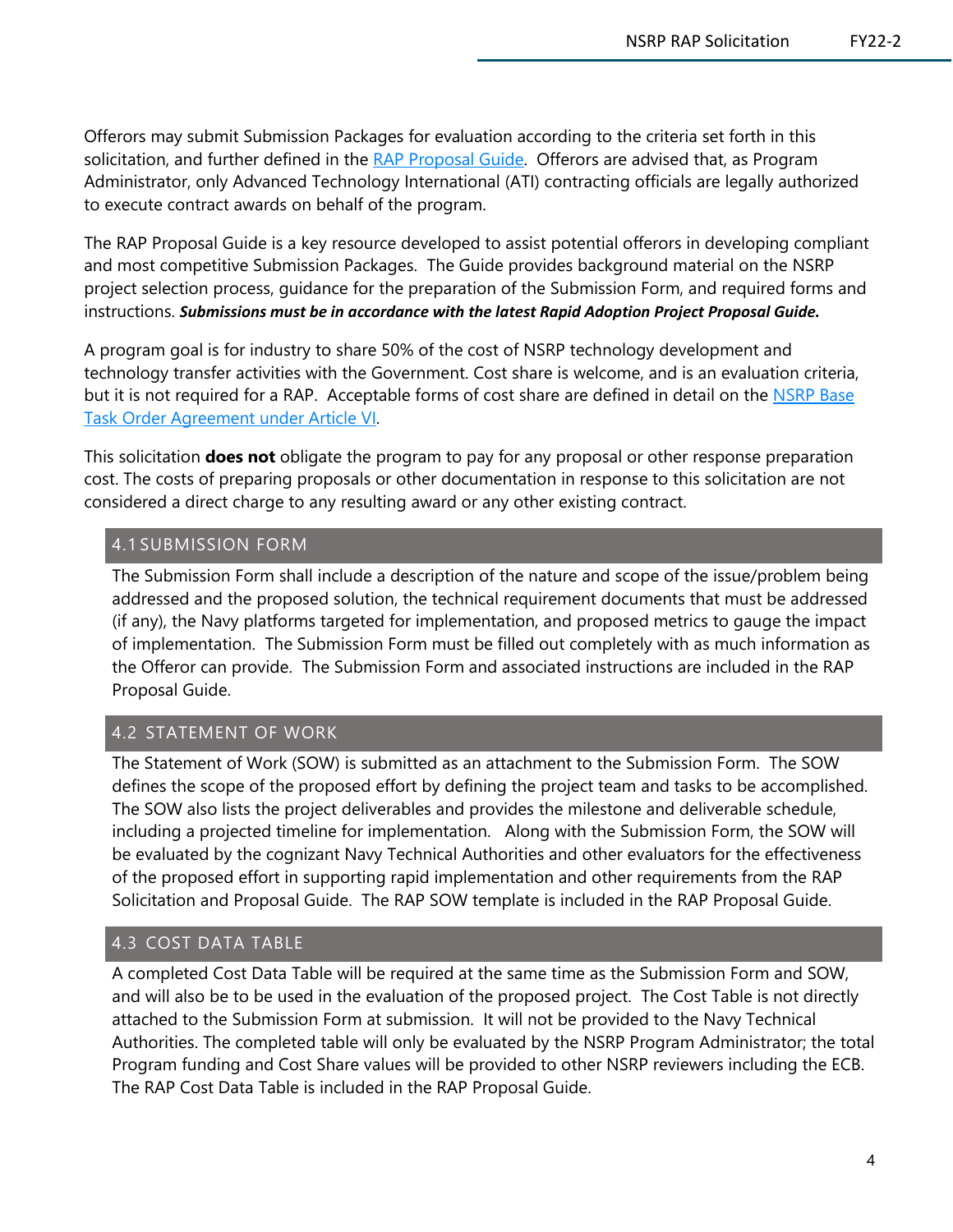Offerors may submit Submission Packages for evaluation according to the criteria set forth in this solicitation, and further defined in the RAP Proposal Guide. Offerors are advised that, as Program Administrator, only Advanced Technology International (ATI) contracting officials are legally authorized to execute contract awards on behalf of the program.

The RAP Proposal Guide is a key resource developed to assist potential offerors in developing compliant and most competitive Submission Packages. The Guide provides background material on the NSRP project selection process, guidance for the preparation of the Submission Form, and required forms and instructions. ***Submissions must be in accordance with the latest Rapid Adoption Project Proposal Guide.***

A program goal is for industry to share 50% of the cost of NSRP technology development and technology transfer activities with the Government. Cost share is welcome, and is an evaluation criteria, but it is not required for a RAP. Acceptable forms of cost share are defined in detail on the NSRP Base Task Order Agreement under Article VI.

This solicitation **does not** obligate the program to pay for any proposal or other response preparation cost. The costs of preparing proposals or other documentation in response to this solicitation are not considered a direct charge to any resulting award or any other existing contract.

## 4.1 SUBMISSION FORM

The Submission Form shall include a description of the nature and scope of the issue/problem being addressed and the proposed solution, the technical requirement documents that must be addressed (if any), the Navy platforms targeted for implementation, and proposed metrics to gauge the impact of implementation. The Submission Form must be filled out completely with as much information as the Offeror can provide. The Submission Form and associated instructions are included in the RAP Proposal Guide.

## 4.2 STATEMENT OF WORK

The Statement of Work (SOW) is submitted as an attachment to the Submission Form. The SOW defines the scope of the proposed effort by defining the project team and tasks to be accomplished. The SOW also lists the project deliverables and provides the milestone and deliverable schedule, including a projected timeline for implementation. Along with the Submission Form, the SOW will be evaluated by the cognizant Navy Technical Authorities and other evaluators for the effectiveness of the proposed effort in supporting rapid implementation and other requirements from the RAP Solicitation and Proposal Guide. The RAP SOW template is included in the RAP Proposal Guide.

## 4.3 COST DATA TABLE

A completed Cost Data Table will be required at the same time as the Submission Form and SOW, and will also be to be used in the evaluation of the proposed project. The Cost Table is not directly attached to the Submission Form at submission. It will not be provided to the Navy Technical Authorities. The completed table will only be evaluated by the NSRP Program Administrator; the total Program funding and Cost Share values will be provided to other NSRP reviewers including the ECB. The RAP Cost Data Table is included in the RAP Proposal Guide.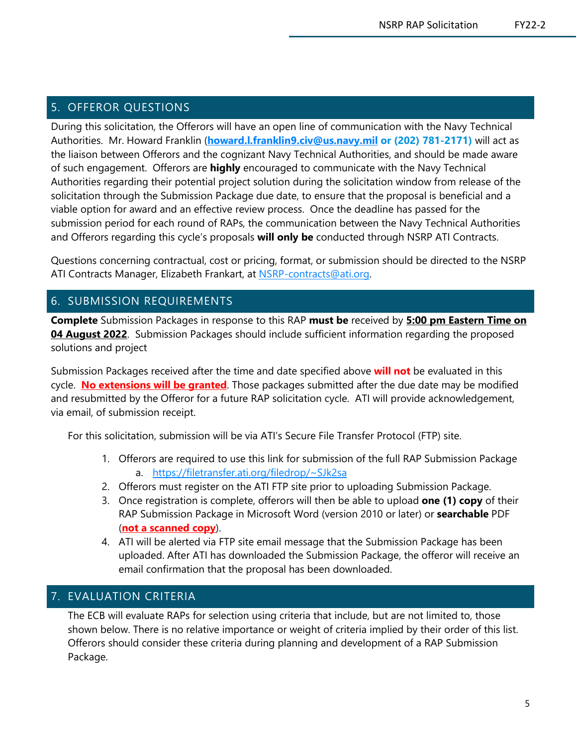## 5. OFFEROR QUESTIONS

During this solicitation, the Offerors will have an open line of communication with the Navy Technical Authorities. Mr. Howard Franklin (**howard.l.franklin9.civ@us.navy.mil or (202) 781-2171)** will act as the liaison between Offerors and the cognizant Navy Technical Authorities, and should be made aware of such engagement. Offerors are **highly** encouraged to communicate with the Navy Technical Authorities regarding their potential project solution during the solicitation window from release of the solicitation through the Submission Package due date, to ensure that the proposal is beneficial and a viable option for award and an effective review process. Once the deadline has passed for the submission period for each round of RAPs, the communication between the Navy Technical Authorities and Offerors regarding this cycle's proposals **will only be** conducted through NSRP ATI Contracts.

Questions concerning contractual, cost or pricing, format, or submission should be directed to the NSRP ATI Contracts Manager, Elizabeth Frankart, at NSRP-contracts@ati.org.

## 6. SUBMISSION REQUIREMENTS

**Complete** Submission Packages in response to this RAP **must be** received by **5:00 pm Eastern Time on 04 August 2022**. Submission Packages should include sufficient information regarding the proposed solutions and project

Submission Packages received after the time and date specified above **will not** be evaluated in this cycle. **No extensions will be granted**. Those packages submitted after the due date may be modified and resubmitted by the Offeror for a future RAP solicitation cycle. ATI will provide acknowledgement, via email, of submission receipt.

For this solicitation, submission will be via ATI's Secure File Transfer Protocol (FTP) site.

1. Offerors are required to use this link for submission of the full RAP Submission Package
   a. https://filetransfer.ati.org/filedrop/~SJk2sa
2. Offerors must register on the ATI FTP site prior to uploading Submission Package.
3. Once registration is complete, offerors will then be able to upload **one (1) copy** of their RAP Submission Package in Microsoft Word (version 2010 or later) or **searchable** PDF (**not a scanned copy**).
4. ATI will be alerted via FTP site email message that the Submission Package has been uploaded. After ATI has downloaded the Submission Package, the offeror will receive an email confirmation that the proposal has been downloaded.

## 7. EVALUATION CRITERIA

The ECB will evaluate RAPs for selection using criteria that include, but are not limited to, those shown below. There is no relative importance or weight of criteria implied by their order of this list. Offerors should consider these criteria during planning and development of a RAP Submission Package.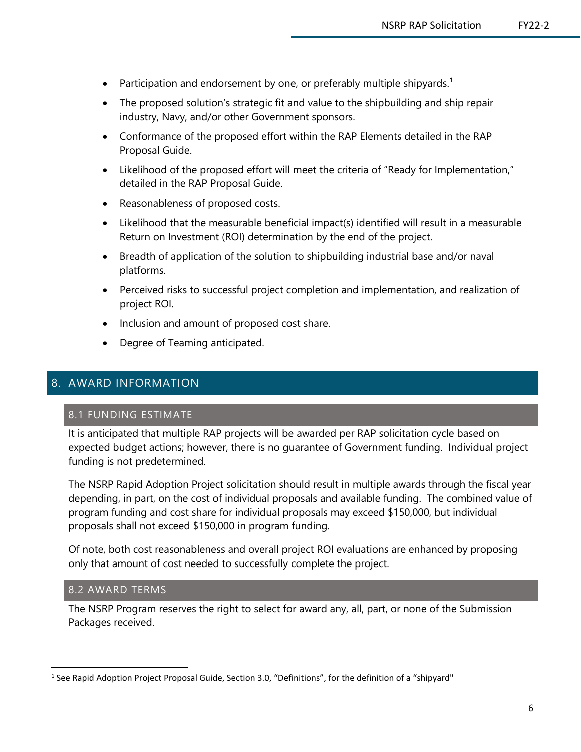- Participation and endorsement by one, or preferably multiple shipyards.[1]
- The proposed solution's strategic fit and value to the shipbuilding and ship repair industry, Navy, and/or other Government sponsors.
- Conformance of the proposed effort within the RAP Elements detailed in the RAP Proposal Guide.
- Likelihood of the proposed effort will meet the criteria of "Ready for Implementation," detailed in the RAP Proposal Guide.
- Reasonableness of proposed costs.
- Likelihood that the measurable beneficial impact(s) identified will result in a measurable Return on Investment (ROI) determination by the end of the project.
- Breadth of application of the solution to shipbuilding industrial base and/or naval platforms.
- Perceived risks to successful project completion and implementation, and realization of project ROI.
- Inclusion and amount of proposed cost share.
- Degree of Teaming anticipated.

# 8. AWARD INFORMATION

## 8.1 FUNDING ESTIMATE

It is anticipated that multiple RAP projects will be awarded per RAP solicitation cycle based on expected budget actions; however, there is no guarantee of Government funding. Individual project funding is not predetermined.

The NSRP Rapid Adoption Project solicitation should result in multiple awards through the fiscal year depending, in part, on the cost of individual proposals and available funding. The combined value of program funding and cost share for individual proposals may exceed $150,000, but individual proposals shall not exceed $150,000 in program funding.

Of note, both cost reasonableness and overall project ROI evaluations are enhanced by proposing only that amount of cost needed to successfully complete the project.

## 8.2 AWARD TERMS

The NSRP Program reserves the right to select for award any, all, part, or none of the Submission Packages received.

[1] See Rapid Adoption Project Proposal Guide, Section 3.0, "Definitions", for the definition of a "shipyard"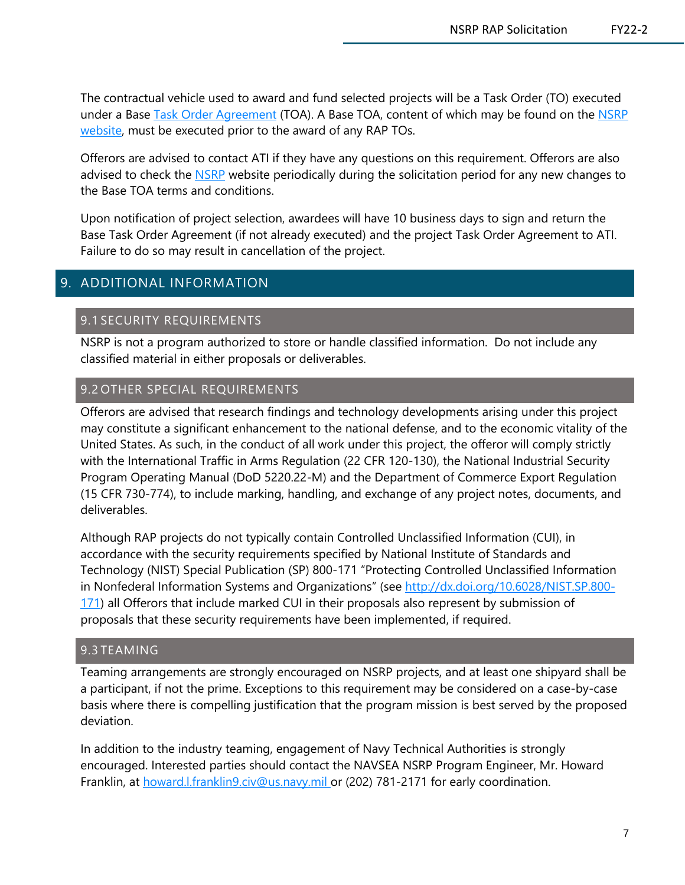The contractual vehicle used to award and fund selected projects will be a Task Order (TO) executed under a Base [Task Order Agreement](#) (TOA). A Base TOA, content of which may be found on the [NSRP website](#), must be executed prior to the award of any RAP TOs.

Offerors are advised to contact ATI if they have any questions on this requirement. Offerors are also advised to check the [NSRP](#) website periodically during the solicitation period for any new changes to the Base TOA terms and conditions.

Upon notification of project selection, awardees will have 10 business days to sign and return the Base Task Order Agreement (if not already executed) and the project Task Order Agreement to ATI. Failure to do so may result in cancellation of the project.

# 9. ADDITIONAL INFORMATION

## 9.1 SECURITY REQUIREMENTS

NSRP is not a program authorized to store or handle classified information. Do not include any classified material in either proposals or deliverables.

## 9.2 OTHER SPECIAL REQUIREMENTS

Offerors are advised that research findings and technology developments arising under this project may constitute a significant enhancement to the national defense, and to the economic vitality of the United States. As such, in the conduct of all work under this project, the offeror will comply strictly with the International Traffic in Arms Regulation (22 CFR 120-130), the National Industrial Security Program Operating Manual (DoD 5220.22-M) and the Department of Commerce Export Regulation (15 CFR 730-774), to include marking, handling, and exchange of any project notes, documents, and deliverables.

Although RAP projects do not typically contain Controlled Unclassified Information (CUI), in accordance with the security requirements specified by National Institute of Standards and Technology (NIST) Special Publication (SP) 800-171 "Protecting Controlled Unclassified Information in Nonfederal Information Systems and Organizations" (see [http://dx.doi.org/10.6028/NIST.SP.800-171](http://dx.doi.org/10.6028/NIST.SP.800-171)) all Offerors that include marked CUI in their proposals also represent by submission of proposals that these security requirements have been implemented, if required.

## 9.3 TEAMING

Teaming arrangements are strongly encouraged on NSRP projects, and at least one shipyard shall be a participant, if not the prime. Exceptions to this requirement may be considered on a case-by-case basis where there is compelling justification that the program mission is best served by the proposed deviation.

In addition to the industry teaming, engagement of Navy Technical Authorities is strongly encouraged. Interested parties should contact the NAVSEA NSRP Program Engineer, Mr. Howard Franklin, at [howard.l.franklin9.civ@us.navy.mil](mailto:howard.l.franklin9.civ@us.navy.mil) or (202) 781-2171 for early coordination.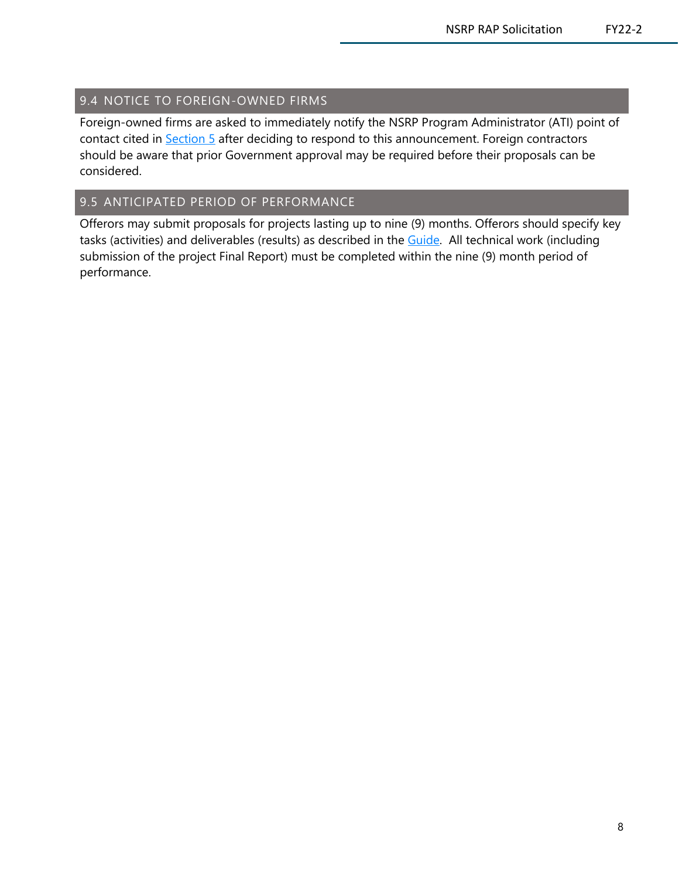## 9.4 NOTICE TO FOREIGN-OWNED FIRMS

Foreign-owned firms are asked to immediately notify the NSRP Program Administrator (ATI) point of contact cited in Section 5 after deciding to respond to this announcement. Foreign contractors should be aware that prior Government approval may be required before their proposals can be considered.

## 9.5 ANTICIPATED PERIOD OF PERFORMANCE

Offerors may submit proposals for projects lasting up to nine (9) months. Offerors should specify key tasks (activities) and deliverables (results) as described in the Guide. All technical work (including submission of the project Final Report) must be completed within the nine (9) month period of performance.